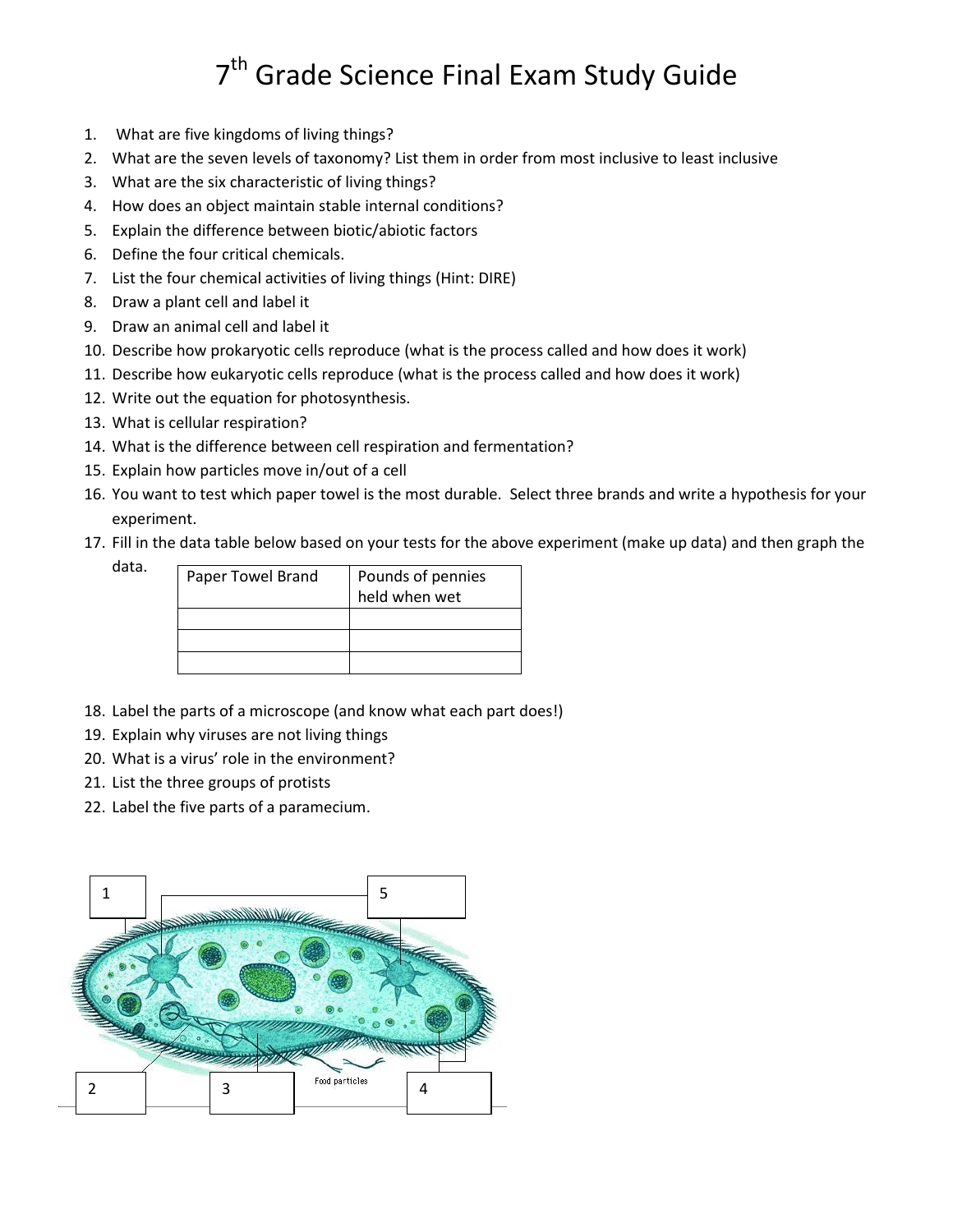# 7th Grade Science Final Exam Study Guide

1. What are five kingdoms of living things?
2. What are the seven levels of taxonomy? List them in order from most inclusive to least inclusive
3. What are the six characteristic of living things?
4. How does an object maintain stable internal conditions?
5. Explain the difference between biotic/abiotic factors
6. Define the four critical chemicals.
7. List the four chemical activities of living things (Hint: DIRE)
8. Draw a plant cell and label it
9. Draw an animal cell and label it
10. Describe how prokaryotic cells reproduce (what is the process called and how does it work)
11. Describe how eukaryotic cells reproduce (what is the process called and how does it work)
12. Write out the equation for photosynthesis.
13. What is cellular respiration?
14. What is the difference between cell respiration and fermentation?
15. Explain how particles move in/out of a cell
16. You want to test which paper towel is the most durable. Select three brands and write a hypothesis for your experiment.
17. Fill in the data table below based on your tests for the above experiment (make up data) and then graph the data.

| Paper Towel Brand | Pounds of pennies held when wet |
|---|---|
| | |
| | |
| | |

18. Label the parts of a microscope (and know what each part does!)
19. Explain why viruses are not living things
20. What is a virus' role in the environment?
21. List the three groups of protists
22. Label the five parts of a paramecium.

1

5

2

3

Food particles

4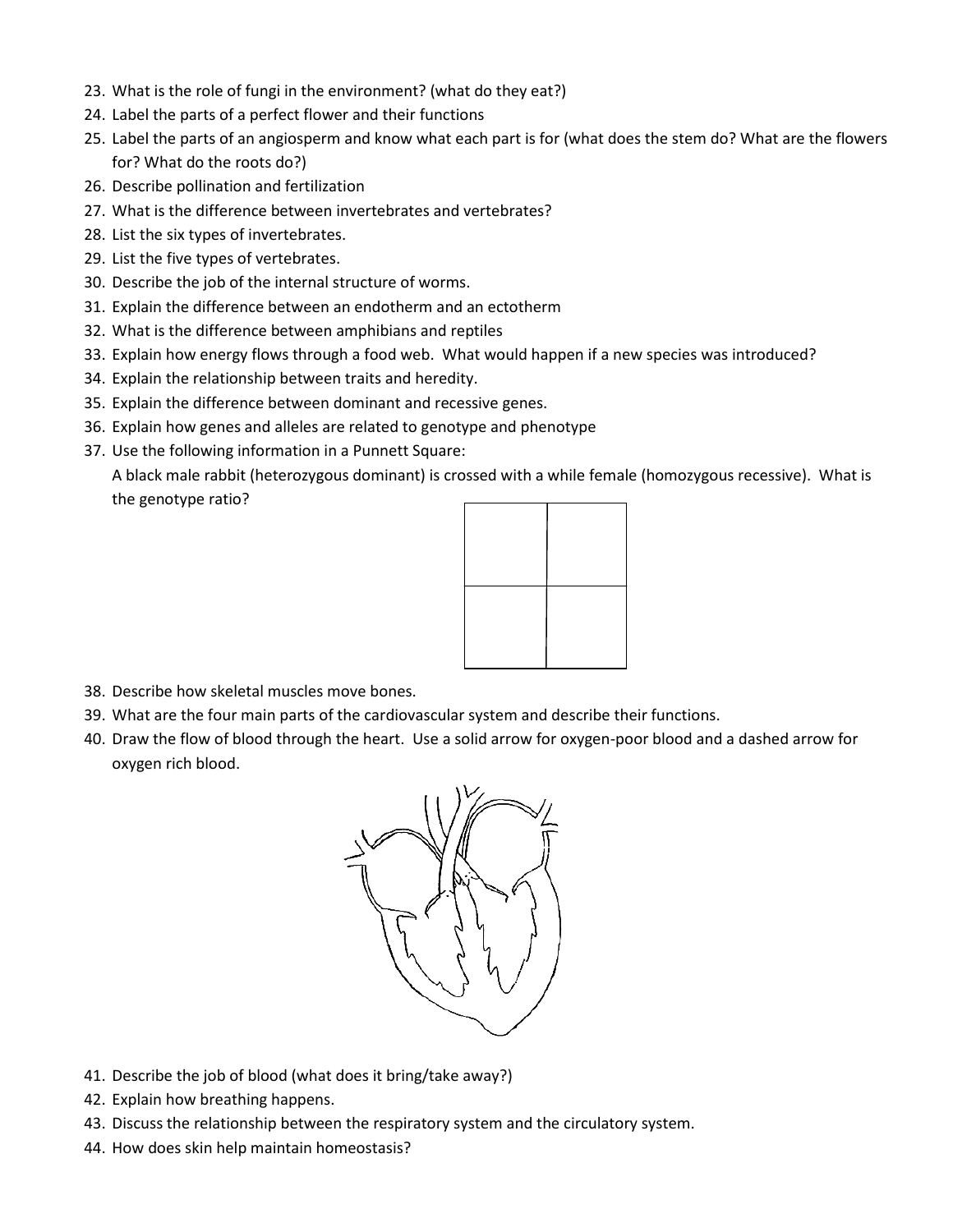23. What is the role of fungi in the environment? (what do they eat?)
24. Label the parts of a perfect flower and their functions
25. Label the parts of an angiosperm and know what each part is for (what does the stem do? What are the flowers for? What do the roots do?)
26. Describe pollination and fertilization
27. What is the difference between invertebrates and vertebrates?
28. List the six types of invertebrates.
29. List the five types of vertebrates.
30. Describe the job of the internal structure of worms.
31. Explain the difference between an endotherm and an ectotherm
32. What is the difference between amphibians and reptiles
33. Explain how energy flows through a food web. What would happen if a new species was introduced?
34. Explain the relationship between traits and heredity.
35. Explain the difference between dominant and recessive genes.
36. Explain how genes and alleles are related to genotype and phenotype
37. Use the following information in a Punnett Square:
    A black male rabbit (heterozygous dominant) is crossed with a while female (homozygous recessive). What is the genotype ratio?

|  |  |
|---|---|
|  |  |
|  |  |

38. Describe how skeletal muscles move bones.
39. What are the four main parts of the cardiovascular system and describe their functions.
40. Draw the flow of blood through the heart. Use a solid arrow for oxygen-poor blood and a dashed arrow for oxygen rich blood.
41. Describe the job of blood (what does it bring/take away?)
42. Explain how breathing happens.
43. Discuss the relationship between the respiratory system and the circulatory system.
44. How does skin help maintain homeostasis?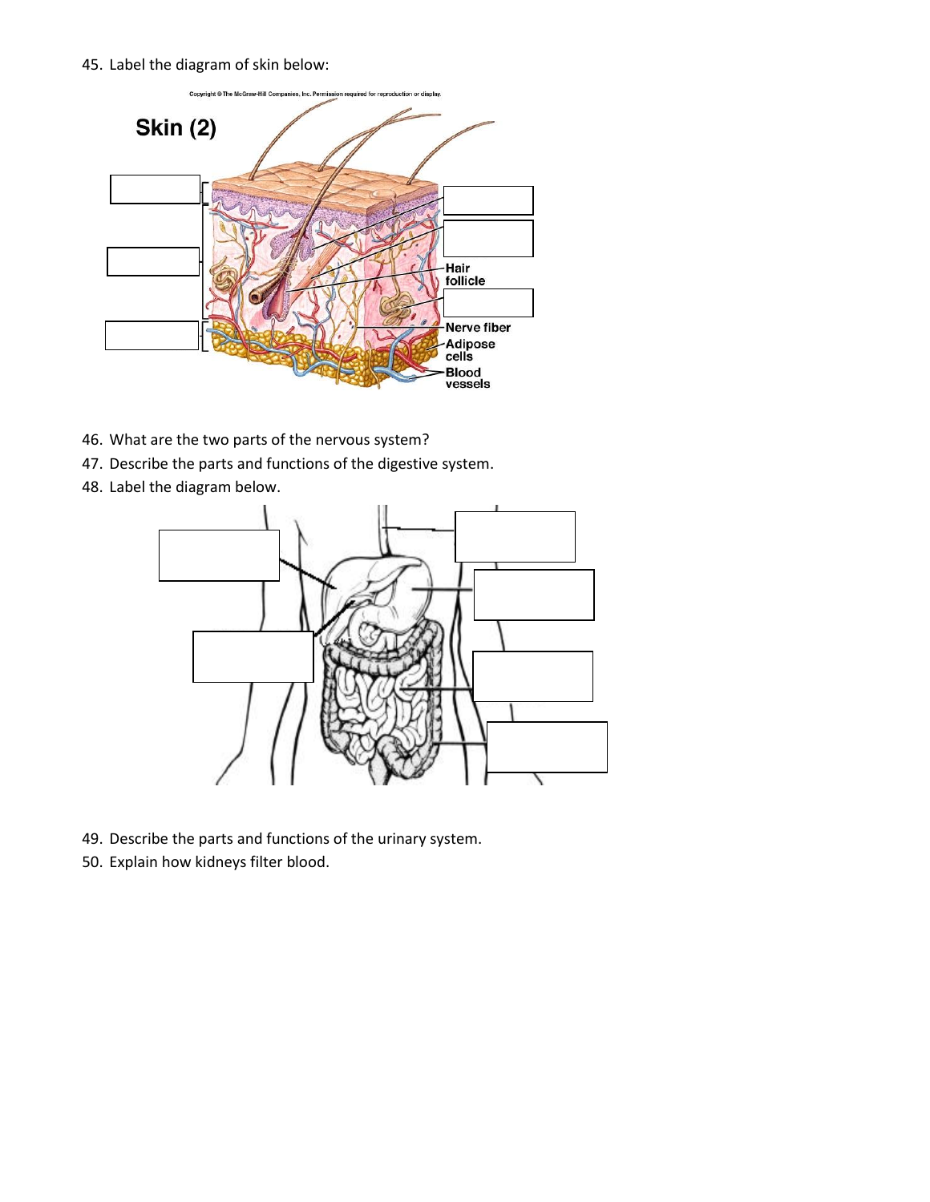45. Label the diagram of skin below:

Copyright © The McGraw-Hill Companies, Inc. Permission required for reproduction or display.

Skin (2)

Hair follicle

Nerve fiber

Adipose cells

Blood vessels

46. What are the two parts of the nervous system?
47. Describe the parts and functions of the digestive system.
48. Label the diagram below.

49. Describe the parts and functions of the urinary system.
50. Explain how kidneys filter blood.